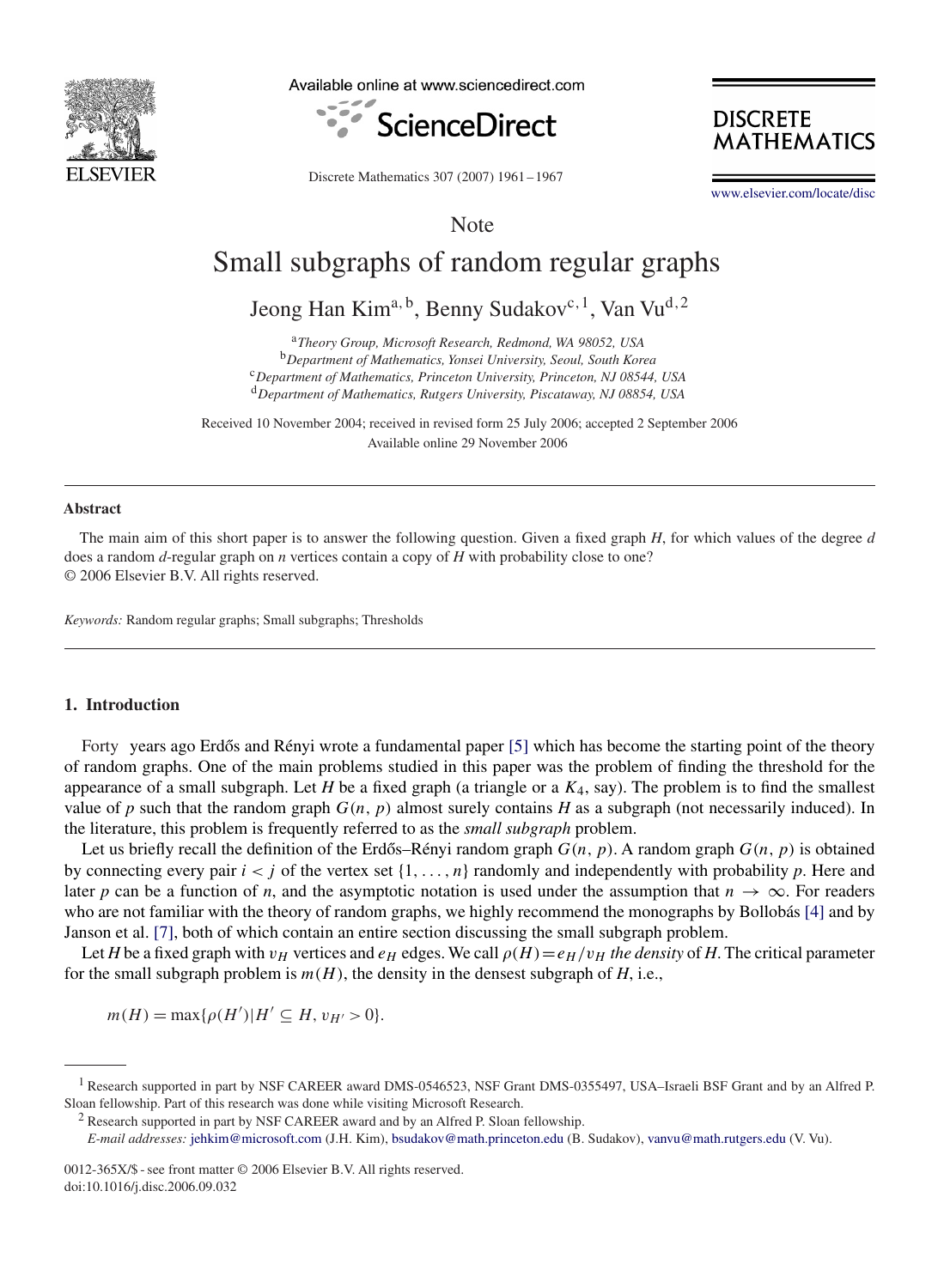Note

# Small subgraphs of random regular graphs

Jeong Han Kim[a,b], Benny Sudakov[c,1], Van Vu[d,2]

[a] *Theory Group, Microsoft Research, Redmond, WA 98052, USA*
[b] *Department of Mathematics, Yonsei University, Seoul, South Korea*
[c] *Department of Mathematics, Princeton University, Princeton, NJ 08544, USA*
[d] *Department of Mathematics, Rutgers University, Piscataway, NJ 08854, USA*

Received 10 November 2004; received in revised form 25 July 2006; accepted 2 September 2006
Available online 29 November 2006

## Abstract

The main aim of this short paper is to answer the following question. Given a fixed graph $H$, for which values of the degree $d$ does a random $d$-regular graph on $n$ vertices contain a copy of $H$ with probability close to one?
© 2006 Elsevier B.V. All rights reserved.

*Keywords:* Random regular graphs; Small subgraphs; Thresholds

## 1. Introduction

Forty years ago Erdős and Rényi wrote a fundamental paper [5] which has become the starting point of the theory of random graphs. One of the main problems studied in this paper was the problem of finding the threshold for the appearance of a small subgraph. Let $H$ be a fixed graph (a triangle or a $K_4$, say). The problem is to find the smallest value of $p$ such that the random graph $G(n, p)$ almost surely contains $H$ as a subgraph (not necessarily induced). In the literature, this problem is frequently referred to as the *small subgraph* problem.

Let us briefly recall the definition of the Erdős–Rényi random graph $G(n, p)$. A random graph $G(n, p)$ is obtained by connecting every pair $i < j$ of the vertex set $\{1, \ldots, n\}$ randomly and independently with probability $p$. Here and later $p$ can be a function of $n$, and the asymptotic notation is used under the assumption that $n \to \infty$. For readers who are not familiar with the theory of random graphs, we highly recommend the monographs by Bollobás [4] and by Janson et al. [7], both of which contain an entire section discussing the small subgraph problem.

Let $H$ be a fixed graph with $v_H$ vertices and $e_H$ edges. We call $\rho(H) = e_H/v_H$ *the density* of $H$. The critical parameter for the small subgraph problem is $m(H)$, the density in the densest subgraph of $H$, i.e.,

$$m(H) = \max\{\rho(H') | H' \subseteq H, v_{H'} > 0\}.$$

---

[1] Research supported in part by NSF CAREER award DMS-0546523, NSF Grant DMS-0355497, USA–Israeli BSF Grant and by an Alfred P. Sloan fellowship. Part of this research was done while visiting Microsoft Research.

[2] Research supported in part by NSF CAREER award and by an Alfred P. Sloan fellowship.

*E-mail addresses:* jehkim@microsoft.com (J.H. Kim), bsudakov@math.princeton.edu (B. Sudakov), vanvu@math.rutgers.edu (V. Vu).

0012-365X/$ - see front matter © 2006 Elsevier B.V. All rights reserved.
doi:10.1016/j.disc.2006.09.032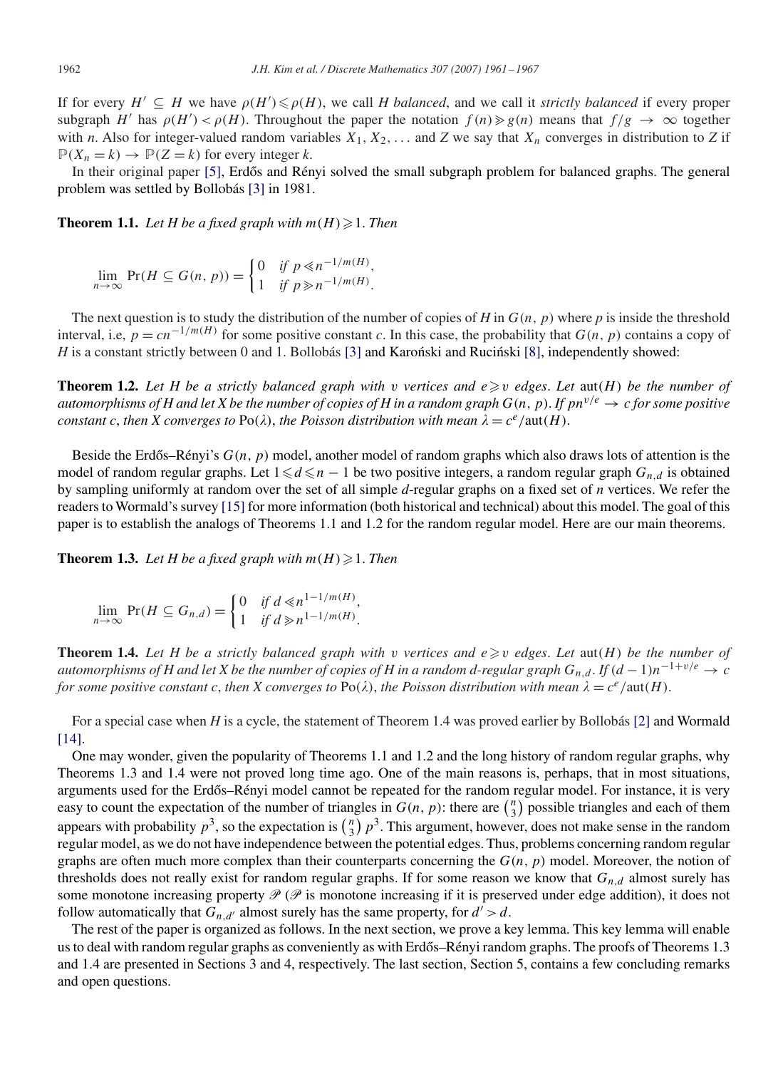If for every $H' \subseteq H$ we have $\rho(H') \leqslant \rho(H)$, we call $H$ *balanced*, and we call it *strictly balanced* if every proper subgraph $H'$ has $\rho(H') < \rho(H)$. Throughout the paper the notation $f(n) \gg g(n)$ means that $f/g \to \infty$ together with $n$. Also for integer-valued random variables $X_1, X_2, \ldots$ and $Z$ we say that $X_n$ converges in distribution to $Z$ if $\mathbb{P}(X_n = k) \to \mathbb{P}(Z = k)$ for every integer $k$.

In their original paper [5], Erdős and Rényi solved the small subgraph problem for balanced graphs. The general problem was settled by Bollobás [3] in 1981.

**Theorem 1.1.** *Let $H$ be a fixed graph with $m(H) \geqslant 1$. Then*

$$\lim_{n\to\infty} \Pr(H \subseteq G(n, p)) = \begin{cases} 0 & \text{if } p \ll n^{-1/m(H)}, \\ 1 & \text{if } p \gg n^{-1/m(H)}. \end{cases}$$

The next question is to study the distribution of the number of copies of $H$ in $G(n, p)$ where $p$ is inside the threshold interval, i.e, $p = cn^{-1/m(H)}$ for some positive constant $c$. In this case, the probability that $G(n, p)$ contains a copy of $H$ is a constant strictly between 0 and 1. Bollobás [3] and Karoński and Ruciński [8], independently showed:

**Theorem 1.2.** *Let $H$ be a strictly balanced graph with $v$ vertices and $e \geqslant v$ edges. Let $\mathrm{aut}(H)$ be the number of automorphisms of $H$ and let $X$ be the number of copies of $H$ in a random graph $G(n, p)$. If $pn^{v/e} \to c$ for some positive constant $c$, then $X$ converges to $\mathrm{Po}(\lambda)$, the Poisson distribution with mean $\lambda = c^e/\mathrm{aut}(H)$.*

Beside the Erdős–Rényi's $G(n, p)$ model, another model of random graphs which also draws lots of attention is the model of random regular graphs. Let $1 \leqslant d \leqslant n-1$ be two positive integers, a random regular graph $G_{n,d}$ is obtained by sampling uniformly at random over the set of all simple $d$-regular graphs on a fixed set of $n$ vertices. We refer the readers to Wormald's survey [15] for more information (both historical and technical) about this model. The goal of this paper is to establish the analogs of Theorems 1.1 and 1.2 for the random regular model. Here are our main theorems.

**Theorem 1.3.** *Let $H$ be a fixed graph with $m(H) \geqslant 1$. Then*

$$\lim_{n\to\infty} \Pr(H \subseteq G_{n,d}) = \begin{cases} 0 & \text{if } d \ll n^{1-1/m(H)}, \\ 1 & \text{if } d \gg n^{1-1/m(H)}. \end{cases}$$

**Theorem 1.4.** *Let $H$ be a strictly balanced graph with $v$ vertices and $e \geqslant v$ edges. Let $\mathrm{aut}(H)$ be the number of automorphisms of $H$ and let $X$ be the number of copies of $H$ in a random $d$-regular graph $G_{n,d}$. If $(d-1)n^{-1+v/e} \to c$ for some positive constant $c$, then $X$ converges to $\mathrm{Po}(\lambda)$, the Poisson distribution with mean $\lambda = c^e/\mathrm{aut}(H)$.*

For a special case when $H$ is a cycle, the statement of Theorem 1.4 was proved earlier by Bollobás [2] and Wormald [14].

One may wonder, given the popularity of Theorems 1.1 and 1.2 and the long history of random regular graphs, why Theorems 1.3 and 1.4 were not proved long time ago. One of the main reasons is, perhaps, that in most situations, arguments used for the Erdős–Rényi model cannot be repeated for the random regular model. For instance, it is very easy to count the expectation of the number of triangles in $G(n, p)$: there are $\binom{n}{3}$ possible triangles and each of them appears with probability $p^3$, so the expectation is $\binom{n}{3} p^3$. This argument, however, does not make sense in the random regular model, as we do not have independence between the potential edges. Thus, problems concerning random regular graphs are often much more complex than their counterparts concerning the $G(n, p)$ model. Moreover, the notion of thresholds does not really exist for random regular graphs. If for some reason we know that $G_{n,d}$ almost surely has some monotone increasing property $\mathscr{P}$ ($\mathscr{P}$ is monotone increasing if it is preserved under edge addition), it does not follow automatically that $G_{n,d'}$ almost surely has the same property, for $d' > d$.

The rest of the paper is organized as follows. In the next section, we prove a key lemma. This key lemma will enable us to deal with random regular graphs as conveniently as with Erdős–Rényi random graphs. The proofs of Theorems 1.3 and 1.4 are presented in Sections 3 and 4, respectively. The last section, Section 5, contains a few concluding remarks and open questions.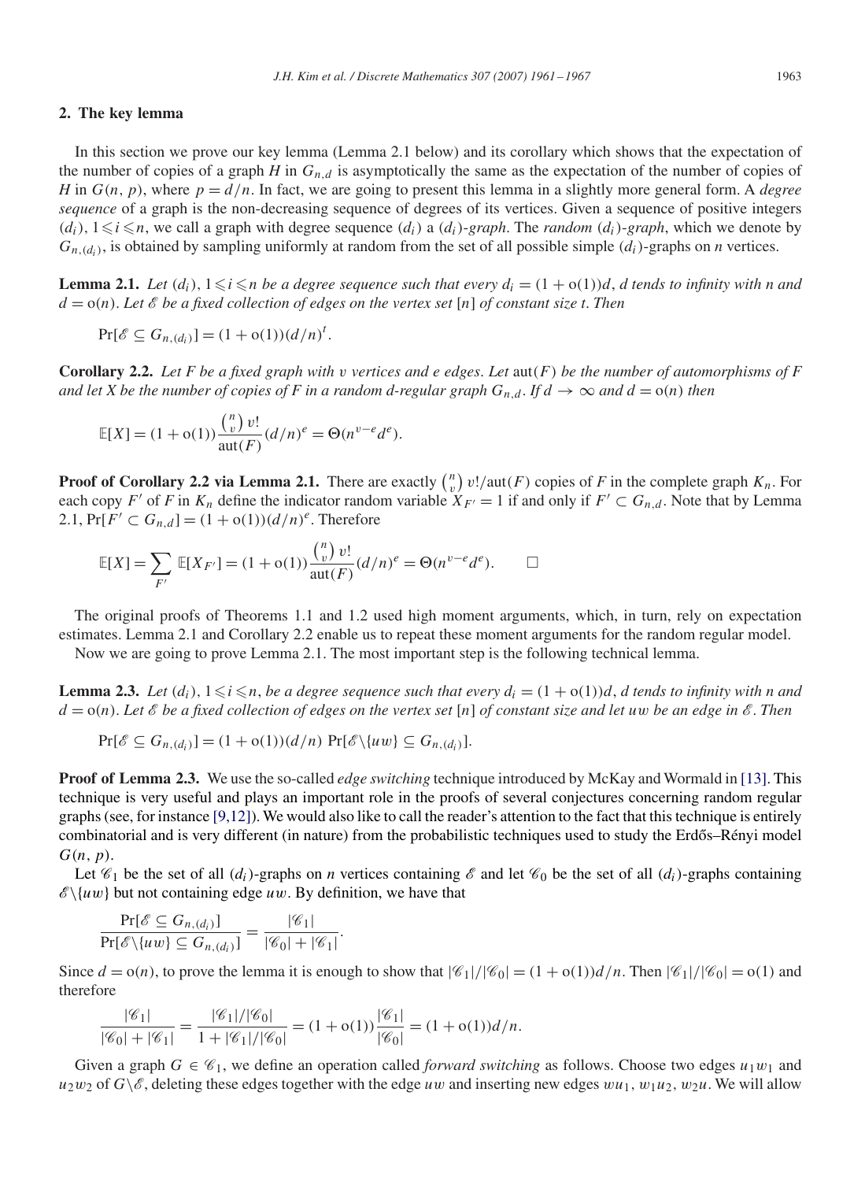## 2. The key lemma

In this section we prove our key lemma (Lemma 2.1 below) and its corollary which shows that the expectation of the number of copies of a graph $H$ in $G_{n,d}$ is asymptotically the same as the expectation of the number of copies of $H$ in $G(n, p)$, where $p = d/n$. In fact, we are going to present this lemma in a slightly more general form. A *degree sequence* of a graph is the non-decreasing sequence of degrees of its vertices. Given a sequence of positive integers $(d_i)$, $1 \leqslant i \leqslant n$, we call a graph with degree sequence $(d_i)$ a *$(d_i)$-graph*. The *random $(d_i)$-graph*, which we denote by $G_{n,(d_i)}$, is obtained by sampling uniformly at random from the set of all possible simple $(d_i)$-graphs on $n$ vertices.

**Lemma 2.1.** *Let $(d_i)$, $1 \leqslant i \leqslant n$ be a degree sequence such that every $d_i = (1 + o(1))d$, $d$ tends to infinity with $n$ and $d = o(n)$. Let $\mathscr{E}$ be a fixed collection of edges on the vertex set $[n]$ of constant size $t$. Then*

$$\Pr[\mathscr{E} \subseteq G_{n,(d_i)}] = (1 + o(1))(d/n)^t.$$

**Corollary 2.2.** *Let $F$ be a fixed graph with $v$ vertices and $e$ edges. Let $\mathrm{aut}(F)$ be the number of automorphisms of $F$ and let $X$ be the number of copies of $F$ in a random $d$-regular graph $G_{n,d}$. If $d \to \infty$ and $d = o(n)$ then*

$$\mathbb{E}[X] = (1 + o(1))\frac{\binom{n}{v} v!}{\mathrm{aut}(F)}(d/n)^e = \Theta(n^{v-e}d^e).$$

**Proof of Corollary 2.2 via Lemma 2.1.** There are exactly $\binom{n}{v} v!/\mathrm{aut}(F)$ copies of $F$ in the complete graph $K_n$. For each copy $F'$ of $F$ in $K_n$ define the indicator random variable $X_{F'} = 1$ if and only if $F' \subset G_{n,d}$. Note that by Lemma 2.1, $\Pr[F' \subset G_{n,d}] = (1 + o(1))(d/n)^e$. Therefore

$$\mathbb{E}[X] = \sum_{F'} \mathbb{E}[X_{F'}] = (1 + o(1))\frac{\binom{n}{v} v!}{\mathrm{aut}(F)}(d/n)^e = \Theta(n^{v-e}d^e). \qquad \square$$

The original proofs of Theorems 1.1 and 1.2 used high moment arguments, which, in turn, rely on expectation estimates. Lemma 2.1 and Corollary 2.2 enable us to repeat these moment arguments for the random regular model.

Now we are going to prove Lemma 2.1. The most important step is the following technical lemma.

**Lemma 2.3.** *Let $(d_i)$, $1 \leqslant i \leqslant n$, be a degree sequence such that every $d_i = (1 + o(1))d$, $d$ tends to infinity with $n$ and $d = o(n)$. Let $\mathscr{E}$ be a fixed collection of edges on the vertex set $[n]$ of constant size and let $uw$ be an edge in $\mathscr{E}$. Then*

$$\Pr[\mathscr{E} \subseteq G_{n,(d_i)}] = (1 + o(1))(d/n) \Pr[\mathscr{E}\backslash\{uw\} \subseteq G_{n,(d_i)}].$$

**Proof of Lemma 2.3.** We use the so-called *edge switching* technique introduced by McKay and Wormald in [13]. This technique is very useful and plays an important role in the proofs of several conjectures concerning random regular graphs (see, for instance [9,12]). We would also like to call the reader's attention to the fact that this technique is entirely combinatorial and is very different (in nature) from the probabilistic techniques used to study the Erdős–Rényi model $G(n, p)$.

Let $\mathscr{C}_1$ be the set of all $(d_i)$-graphs on $n$ vertices containing $\mathscr{E}$ and let $\mathscr{C}_0$ be the set of all $(d_i)$-graphs containing $\mathscr{E}\backslash\{uw\}$ but not containing edge $uw$. By definition, we have that

$$\frac{\Pr[\mathscr{E} \subseteq G_{n,(d_i)}]}{\Pr[\mathscr{E}\backslash\{uw\} \subseteq G_{n,(d_i)}]} = \frac{|\mathscr{C}_1|}{|\mathscr{C}_0| + |\mathscr{C}_1|}.$$

Since $d = o(n)$, to prove the lemma it is enough to show that $|\mathscr{C}_1|/|\mathscr{C}_0| = (1 + o(1))d/n$. Then $|\mathscr{C}_1|/|\mathscr{C}_0| = o(1)$ and therefore

$$\frac{|\mathscr{C}_1|}{|\mathscr{C}_0| + |\mathscr{C}_1|} = \frac{|\mathscr{C}_1|/|\mathscr{C}_0|}{1 + |\mathscr{C}_1|/|\mathscr{C}_0|} = (1 + o(1))\frac{|\mathscr{C}_1|}{|\mathscr{C}_0|} = (1 + o(1))d/n.$$

Given a graph $G \in \mathscr{C}_1$, we define an operation called *forward switching* as follows. Choose two edges $u_1w_1$ and $u_2w_2$ of $G\backslash\mathscr{E}$, deleting these edges together with the edge $uw$ and inserting new edges $wu_1$, $w_1u_2$, $w_2u$. We will allow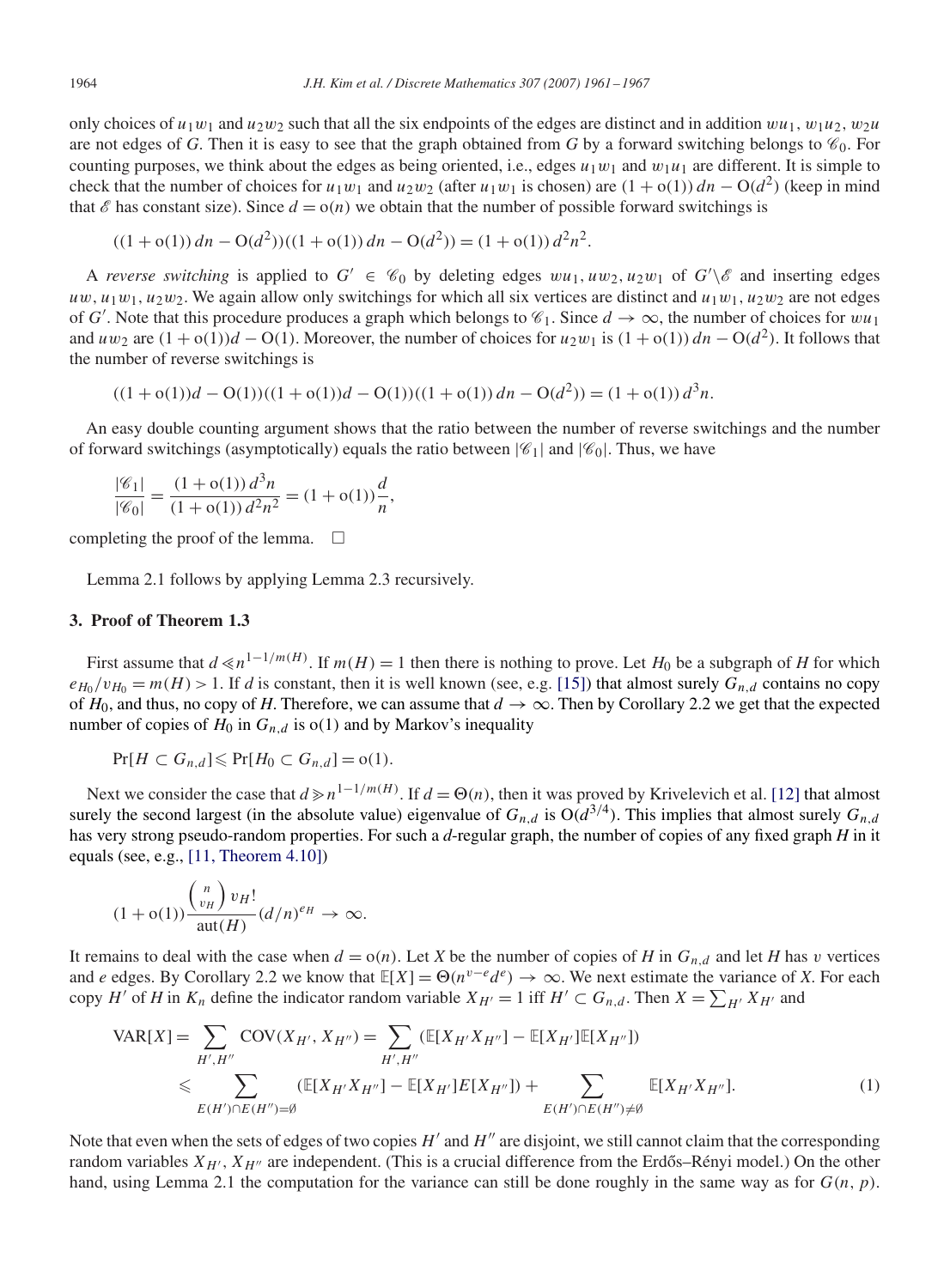only choices of $u_1w_1$ and $u_2w_2$ such that all the six endpoints of the edges are distinct and in addition $wu_1$, $w_1u_2$, $w_2u$ are not edges of $G$. Then it is easy to see that the graph obtained from $G$ by a forward switching belongs to $\mathscr{C}_0$. For counting purposes, we think about the edges as being oriented, i.e., edges $u_1w_1$ and $w_1u_1$ are different. It is simple to check that the number of choices for $u_1w_1$ and $u_2w_2$ (after $u_1w_1$ is chosen) are $(1+\mathrm{o}(1))\,dn - \mathrm{O}(d^2)$ (keep in mind that $\mathscr{E}$ has constant size). Since $d = \mathrm{o}(n)$ we obtain that the number of possible forward switchings is

$$((1+\mathrm{o}(1))\,dn - \mathrm{O}(d^2))((1+\mathrm{o}(1))\,dn - \mathrm{O}(d^2)) = (1+\mathrm{o}(1))\,d^2n^2.$$

A *reverse switching* is applied to $G' \in \mathscr{C}_0$ by deleting edges $wu_1, uw_2, u_2w_1$ of $G'\backslash\mathscr{E}$ and inserting edges $uw, u_1w_1, u_2w_2$. We again allow only switchings for which all six vertices are distinct and $u_1w_1$, $u_2w_2$ are not edges of $G'$. Note that this procedure produces a graph which belongs to $\mathscr{C}_1$. Since $d \to \infty$, the number of choices for $wu_1$ and $uw_2$ are $(1+\mathrm{o}(1))d - \mathrm{O}(1)$. Moreover, the number of choices for $u_2w_1$ is $(1+\mathrm{o}(1))\,dn - \mathrm{O}(d^2)$. It follows that the number of reverse switchings is

$$((1+\mathrm{o}(1))d - \mathrm{O}(1))((1+\mathrm{o}(1))d - \mathrm{O}(1))((1+\mathrm{o}(1))\,dn - \mathrm{O}(d^2)) = (1+\mathrm{o}(1))\,d^3n.$$

An easy double counting argument shows that the ratio between the number of reverse switchings and the number of forward switchings (asymptotically) equals the ratio between $|\mathscr{C}_1|$ and $|\mathscr{C}_0|$. Thus, we have

$$\frac{|\mathscr{C}_1|}{|\mathscr{C}_0|} = \frac{(1+\mathrm{o}(1))\,d^3n}{(1+\mathrm{o}(1))\,d^2n^2} = (1+\mathrm{o}(1))\frac{d}{n},$$

completing the proof of the lemma. □

Lemma 2.1 follows by applying Lemma 2.3 recursively.

### 3. Proof of Theorem 1.3

First assume that $d \ll n^{1-1/m(H)}$. If $m(H) = 1$ then there is nothing to prove. Let $H_0$ be a subgraph of $H$ for which $e_{H_0}/v_{H_0} = m(H) > 1$. If $d$ is constant, then it is well known (see, e.g. [15]) that almost surely $G_{n,d}$ contains no copy of $H_0$, and thus, no copy of $H$. Therefore, we can assume that $d \to \infty$. Then by Corollary 2.2 we get that the expected number of copies of $H_0$ in $G_{n,d}$ is $\mathrm{o}(1)$ and by Markov's inequality

$$\Pr[H \subset G_{n,d}] \leqslant \Pr[H_0 \subset G_{n,d}] = \mathrm{o}(1).$$

Next we consider the case that $d \gg n^{1-1/m(H)}$. If $d = \Theta(n)$, then it was proved by Krivelevich et al. [12] that almost surely the second largest (in the absolute value) eigenvalue of $G_{n,d}$ is $\mathrm{O}(d^{3/4})$. This implies that almost surely $G_{n,d}$ has very strong pseudo-random properties. For such a $d$-regular graph, the number of copies of any fixed graph $H$ in it equals (see, e.g., [11, Theorem 4.10])

$$(1+\mathrm{o}(1))\frac{\binom{n}{v_H}v_H!}{\mathrm{aut}(H)}(d/n)^{e_H} \to \infty.$$

It remains to deal with the case when $d = \mathrm{o}(n)$. Let $X$ be the number of copies of $H$ in $G_{n,d}$ and let $H$ has $v$ vertices and $e$ edges. By Corollary 2.2 we know that $\mathbb{E}[X] = \Theta(n^{v-e}d^e) \to \infty$. We next estimate the variance of $X$. For each copy $H'$ of $H$ in $K_n$ define the indicator random variable $X_{H'} = 1$ iff $H' \subset G_{n,d}$. Then $X = \sum_{H'} X_{H'}$ and

$$\begin{aligned}\mathrm{VAR}[X] &= \sum_{H',H''} \mathrm{COV}(X_{H'}, X_{H''}) = \sum_{H',H''} (\mathbb{E}[X_{H'}X_{H''}] - \mathbb{E}[X_{H'}]\mathbb{E}[X_{H''}]) \\ &\leqslant \sum_{E(H')\cap E(H'')=\emptyset} (\mathbb{E}[X_{H'}X_{H''}] - \mathbb{E}[X_{H'}]E[X_{H''}]) + \sum_{E(H')\cap E(H'')\neq\emptyset} \mathbb{E}[X_{H'}X_{H''}]. \end{aligned} \tag{1}$$

Note that even when the sets of edges of two copies $H'$ and $H''$ are disjoint, we still cannot claim that the corresponding random variables $X_{H'}$, $X_{H''}$ are independent. (This is a crucial difference from the Erdős–Rényi model.) On the other hand, using Lemma 2.1 the computation for the variance can still be done roughly in the same way as for $G(n, p)$.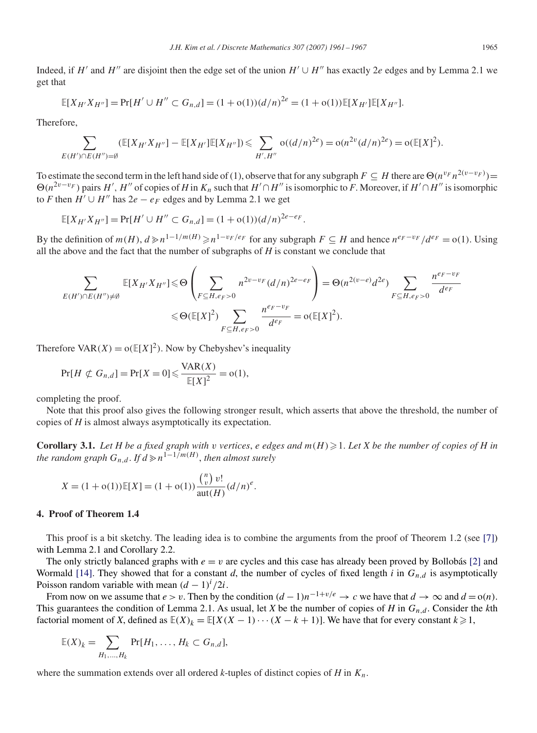Indeed, if $H'$ and $H''$ are disjoint then the edge set of the union $H' \cup H''$ has exactly $2e$ edges and by Lemma 2.1 we get that

$$\mathbb{E}[X_{H'}X_{H''}] = \Pr[H' \cup H'' \subset G_{n,d}] = (1 + o(1))(d/n)^{2e} = (1 + o(1))\mathbb{E}[X_{H'}]\mathbb{E}[X_{H''}].$$

Therefore,

$$\sum_{E(H') \cap E(H'') = \emptyset} (\mathbb{E}[X_{H'}X_{H''}] - \mathbb{E}[X_{H'}]\mathbb{E}[X_{H''}]) \leqslant \sum_{H', H''} o((d/n)^{2e}) = o(n^{2v}(d/n)^{2e}) = o(\mathbb{E}[X]^2).$$

To estimate the second term in the left hand side of (1), observe that for any subgraph $F \subseteq H$ there are $\Theta(n^{v_F} n^{2(v-v_F)}) = \Theta(n^{2v-v_F})$ pairs $H'$, $H''$ of copies of $H$ in $K_n$ such that $H' \cap H''$ is isomorphic to $F$. Moreover, if $H' \cap H''$ is isomorphic to $F$ then $H' \cup H''$ has $2e - e_F$ edges and by Lemma 2.1 we get

$$\mathbb{E}[X_{H'}X_{H''}] = \Pr[H' \cup H'' \subset G_{n,d}] = (1 + o(1))(d/n)^{2e-e_F}.$$

By the definition of $m(H)$, $d \gg n^{1-1/m(H)} \geqslant n^{1-v_F/e_F}$ for any subgraph $F \subseteq H$ and hence $n^{e_F - v_F}/d^{e_F} = o(1)$. Using all the above and the fact that the number of subgraphs of $H$ is constant we conclude that

$$\sum_{E(H') \cap E(H'') \neq \emptyset} \mathbb{E}[X_{H'}X_{H''}] \leqslant \Theta\left(\sum_{F \subseteq H, e_F > 0} n^{2v - v_F}(d/n)^{2e - e_F}\right) = \Theta(n^{2(v-e)}d^{2e}) \sum_{F \subseteq H, e_F > 0} \frac{n^{e_F - v_F}}{d^{e_F}}$$
$$\leqslant \Theta(\mathbb{E}[X]^2) \sum_{F \subseteq H, e_F > 0} \frac{n^{e_F - v_F}}{d^{e_F}} = o(\mathbb{E}[X]^2).$$

Therefore $\mathrm{VAR}(X) = o(\mathbb{E}[X]^2)$. Now by Chebyshev's inequality

$$\Pr[H \not\subset G_{n,d}] = \Pr[X = 0] \leqslant \frac{\mathrm{VAR}(X)}{\mathbb{E}[X]^2} = o(1),$$

completing the proof.

Note that this proof also gives the following stronger result, which asserts that above the threshold, the number of copies of $H$ is almost always asymptotically its expectation.

**Corollary 3.1.** *Let $H$ be a fixed graph with $v$ vertices, $e$ edges and $m(H) \geqslant 1$. Let $X$ be the number of copies of $H$ in the random graph $G_{n,d}$. If $d \gg n^{1-1/m(H)}$, then almost surely*

$$X = (1 + o(1))\mathbb{E}[X] = (1 + o(1))\frac{\binom{n}{v} v!}{\mathrm{aut}(H)}(d/n)^e.$$

## 4. Proof of Theorem 1.4

This proof is a bit sketchy. The leading idea is to combine the arguments from the proof of Theorem 1.2 (see [7]) with Lemma 2.1 and Corollary 2.2.

The only strictly balanced graphs with $e = v$ are cycles and this case has already been proved by Bollobás [2] and Wormald [14]. They showed that for a constant $d$, the number of cycles of fixed length $i$ in $G_{n,d}$ is asymptotically Poisson random variable with mean $(d-1)^i/2i$.

From now on we assume that $e > v$. Then by the condition $(d-1)n^{-1+v/e} \to c$ we have that $d \to \infty$ and $d = o(n)$. This guarantees the condition of Lemma 2.1. As usual, let $X$ be the number of copies of $H$ in $G_{n,d}$. Consider the $k$th factorial moment of $X$, defined as $\mathbb{E}(X)_k = \mathbb{E}[X(X-1)\cdots(X-k+1)]$. We have that for every constant $k \geqslant 1$,

$$\mathbb{E}(X)_k = \sum_{H_1, \ldots, H_k} \Pr[H_1, \ldots, H_k \subset G_{n,d}],$$

where the summation extends over all ordered $k$-tuples of distinct copies of $H$ in $K_n$.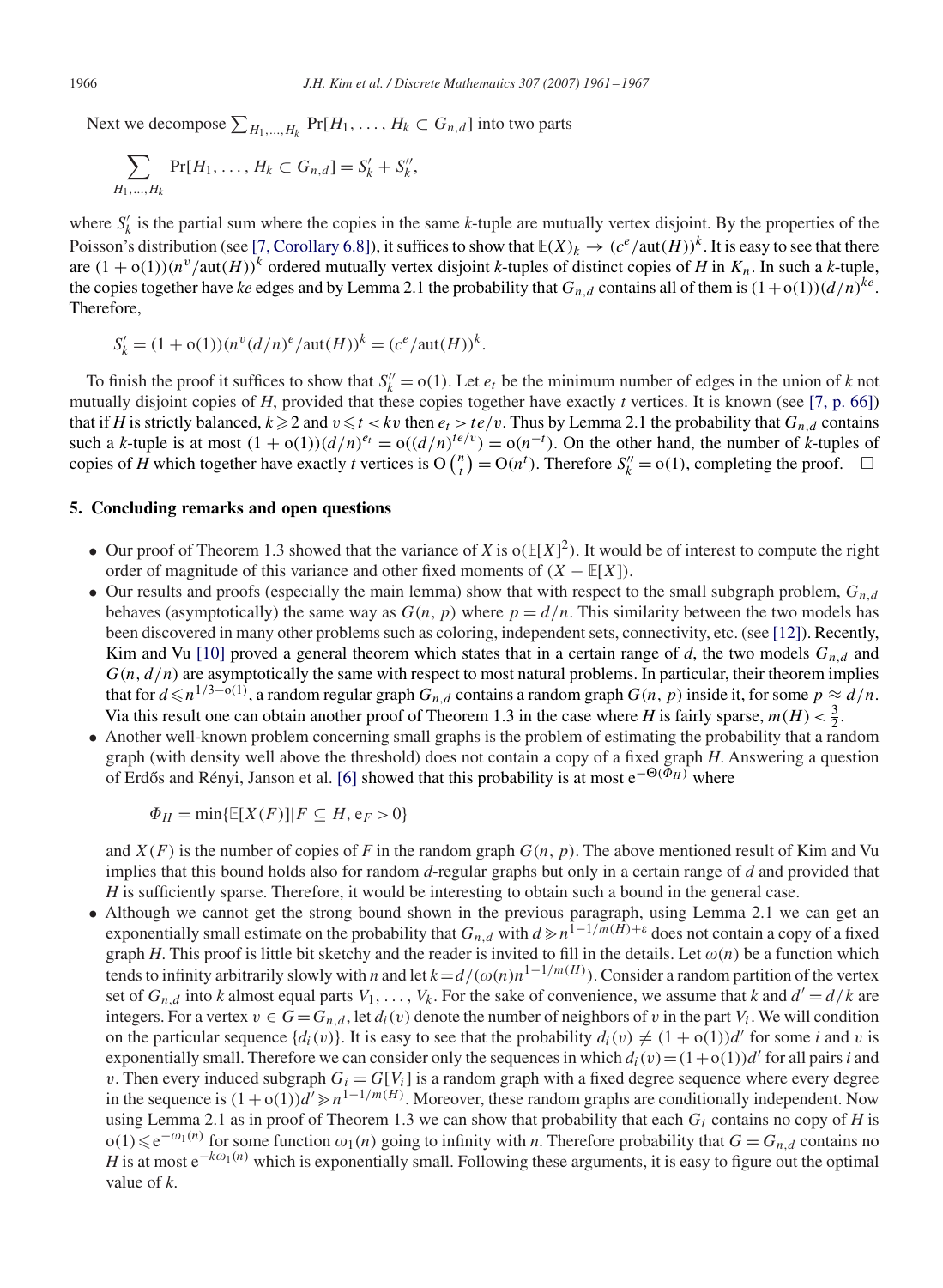Next we decompose $\sum_{H_1,\ldots,H_k} \Pr[H_1, \ldots, H_k \subset G_{n,d}]$ into two parts

$$\sum_{H_1,\ldots,H_k} \Pr[H_1, \ldots, H_k \subset G_{n,d}] = S'_k + S''_k,$$

where $S'_k$ is the partial sum where the copies in the same $k$-tuple are mutually vertex disjoint. By the properties of the Poisson's distribution (see [7, Corollary 6.8]), it suffices to show that $\mathbb{E}(X)_k \to (c^e/\mathrm{aut}(H))^k$. It is easy to see that there are $(1+o(1))(n^v/\mathrm{aut}(H))^k$ ordered mutually vertex disjoint $k$-tuples of distinct copies of $H$ in $K_n$. In such a $k$-tuple, the copies together have $ke$ edges and by Lemma 2.1 the probability that $G_{n,d}$ contains all of them is $(1+o(1))(d/n)^{ke}$. Therefore,

$$S'_k = (1+o(1))(n^v(d/n)^e/\mathrm{aut}(H))^k = (c^e/\mathrm{aut}(H))^k.$$

To finish the proof it suffices to show that $S''_k = o(1)$. Let $e_t$ be the minimum number of edges in the union of $k$ not mutually disjoint copies of $H$, provided that these copies together have exactly $t$ vertices. It is known (see [7, p. 66]) that if $H$ is strictly balanced, $k \geqslant 2$ and $v \leqslant t < kv$ then $e_t > te/v$. Thus by Lemma 2.1 the probability that $G_{n,d}$ contains such a $k$-tuple is at most $(1+o(1))(d/n)^{e_t} = o((d/n)^{te/v}) = o(n^{-t})$. On the other hand, the number of $k$-tuples of copies of $H$ which together have exactly $t$ vertices is $O\binom{n}{t} = O(n^t)$. Therefore $S''_k = o(1)$, completing the proof. $\square$

## 5. Concluding remarks and open questions

- Our proof of Theorem 1.3 showed that the variance of $X$ is $o(\mathbb{E}[X]^2)$. It would be of interest to compute the right order of magnitude of this variance and other fixed moments of $(X - \mathbb{E}[X])$.
- Our results and proofs (especially the main lemma) show that with respect to the small subgraph problem, $G_{n,d}$ behaves (asymptotically) the same way as $G(n, p)$ where $p = d/n$. This similarity between the two models has been discovered in many other problems such as coloring, independent sets, connectivity, etc. (see [12]). Recently, Kim and Vu [10] proved a general theorem which states that in a certain range of $d$, the two models $G_{n,d}$ and $G(n, d/n)$ are asymptotically the same with respect to most natural problems. In particular, their theorem implies that for $d \leqslant n^{1/3-o(1)}$, a random regular graph $G_{n,d}$ contains a random graph $G(n, p)$ inside it, for some $p \approx d/n$. Via this result one can obtain another proof of Theorem 1.3 in the case where $H$ is fairly sparse, $m(H) < \frac{3}{2}$.
- Another well-known problem concerning small graphs is the problem of estimating the probability that a random graph (with density well above the threshold) does not contain a copy of a fixed graph $H$. Answering a question of Erdős and Rényi, Janson et al. [6] showed that this probability is at most $e^{-\Theta(\Phi_H)}$ where

  $$\Phi_H = \min\{\mathbb{E}[X(F)] | F \subseteq H, e_F > 0\}$$

  and $X(F)$ is the number of copies of $F$ in the random graph $G(n, p)$. The above mentioned result of Kim and Vu implies that this bound holds also for random $d$-regular graphs but only in a certain range of $d$ and provided that $H$ is sufficiently sparse. Therefore, it would be interesting to obtain such a bound in the general case.
- Although we cannot get the strong bound shown in the previous paragraph, using Lemma 2.1 we can get an exponentially small estimate on the probability that $G_{n,d}$ with $d \gg n^{1-1/m(H)+\varepsilon}$ does not contain a copy of a fixed graph $H$. This proof is little bit sketchy and the reader is invited to fill in the details. Let $\omega(n)$ be a function which tends to infinity arbitrarily slowly with $n$ and let $k = d/(\omega(n)n^{1-1/m(H)})$. Consider a random partition of the vertex set of $G_{n,d}$ into $k$ almost equal parts $V_1, \ldots, V_k$. For the sake of convenience, we assume that $k$ and $d' = d/k$ are integers. For a vertex $v \in G = G_{n,d}$, let $d_i(v)$ denote the number of neighbors of $v$ in the part $V_i$. We will condition on the particular sequence $\{d_i(v)\}$. It is easy to see that the probability $d_i(v) \neq (1+o(1))d'$ for some $i$ and $v$ is exponentially small. Therefore we can consider only the sequences in which $d_i(v) = (1+o(1))d'$ for all pairs $i$ and $v$. Then every induced subgraph $G_i = G[V_i]$ is a random graph with a fixed degree sequence where every degree in the sequence is $(1+o(1))d' \gg n^{1-1/m(H)}$. Moreover, these random graphs are conditionally independent. Now using Lemma 2.1 as in proof of Theorem 1.3 we can show that probability that each $G_i$ contains no copy of $H$ is $o(1) \leqslant e^{-\omega_1(n)}$ for some function $\omega_1(n)$ going to infinity with $n$. Therefore probability that $G = G_{n,d}$ contains no $H$ is at most $e^{-k\omega_1(n)}$ which is exponentially small. Following these arguments, it is easy to figure out the optimal value of $k$.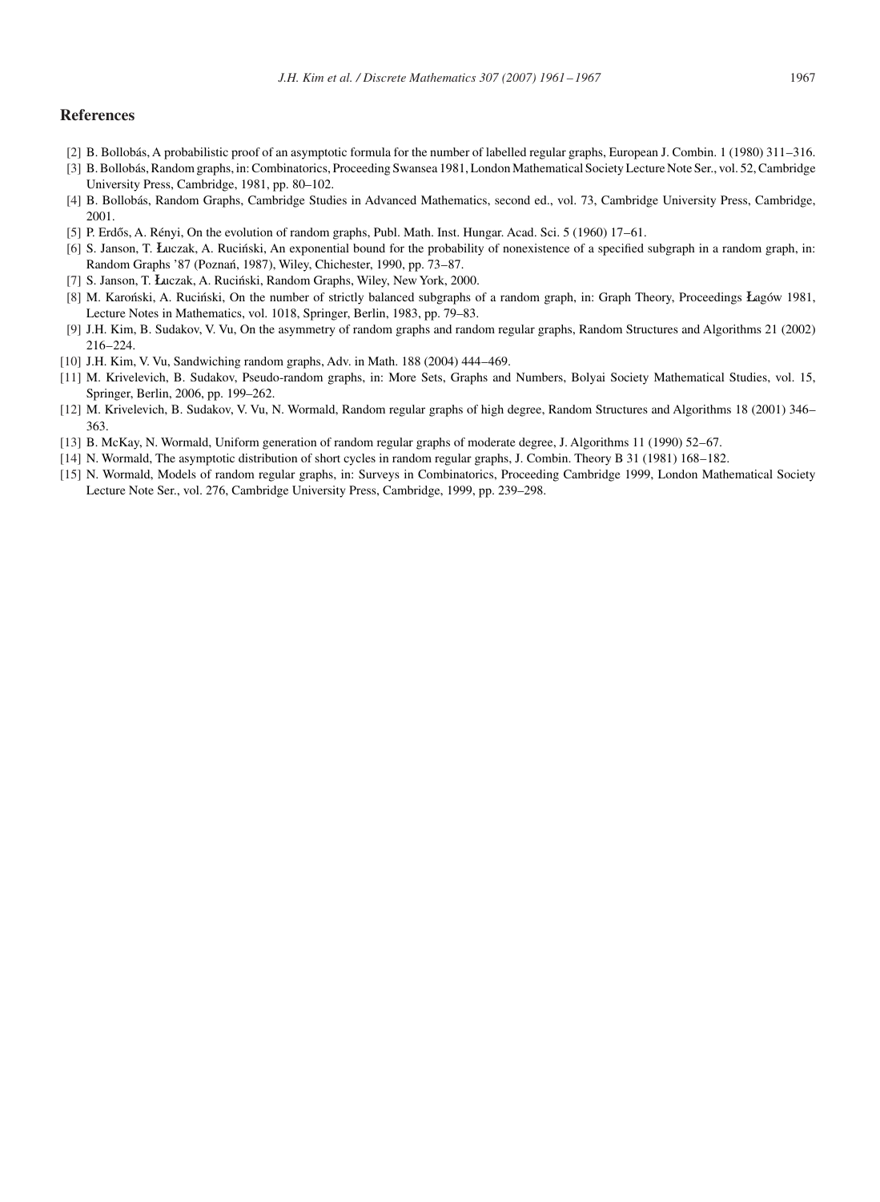## References

[2] B. Bollobás, A probabilistic proof of an asymptotic formula for the number of labelled regular graphs, European J. Combin. 1 (1980) 311–316.

[3] B. Bollobás, Random graphs, in: Combinatorics, Proceeding Swansea 1981, London Mathematical Society Lecture Note Ser., vol. 52, Cambridge University Press, Cambridge, 1981, pp. 80–102.

[4] B. Bollobás, Random Graphs, Cambridge Studies in Advanced Mathematics, second ed., vol. 73, Cambridge University Press, Cambridge, 2001.

[5] P. Erdős, A. Rényi, On the evolution of random graphs, Publ. Math. Inst. Hungar. Acad. Sci. 5 (1960) 17–61.

[6] S. Janson, T. Łuczak, A. Ruciński, An exponential bound for the probability of nonexistence of a specified subgraph in a random graph, in: Random Graphs '87 (Poznań, 1987), Wiley, Chichester, 1990, pp. 73–87.

[7] S. Janson, T. Łuczak, A. Ruciński, Random Graphs, Wiley, New York, 2000.

[8] M. Karoński, A. Ruciński, On the number of strictly balanced subgraphs of a random graph, in: Graph Theory, Proceedings Łagów 1981, Lecture Notes in Mathematics, vol. 1018, Springer, Berlin, 1983, pp. 79–83.

[9] J.H. Kim, B. Sudakov, V. Vu, On the asymmetry of random graphs and random regular graphs, Random Structures and Algorithms 21 (2002) 216–224.

[10] J.H. Kim, V. Vu, Sandwiching random graphs, Adv. in Math. 188 (2004) 444–469.

[11] M. Krivelevich, B. Sudakov, Pseudo-random graphs, in: More Sets, Graphs and Numbers, Bolyai Society Mathematical Studies, vol. 15, Springer, Berlin, 2006, pp. 199–262.

[12] M. Krivelevich, B. Sudakov, V. Vu, N. Wormald, Random regular graphs of high degree, Random Structures and Algorithms 18 (2001) 346–363.

[13] B. McKay, N. Wormald, Uniform generation of random regular graphs of moderate degree, J. Algorithms 11 (1990) 52–67.

[14] N. Wormald, The asymptotic distribution of short cycles in random regular graphs, J. Combin. Theory B 31 (1981) 168–182.

[15] N. Wormald, Models of random regular graphs, in: Surveys in Combinatorics, Proceeding Cambridge 1999, London Mathematical Society Lecture Note Ser., vol. 276, Cambridge University Press, Cambridge, 1999, pp. 239–298.